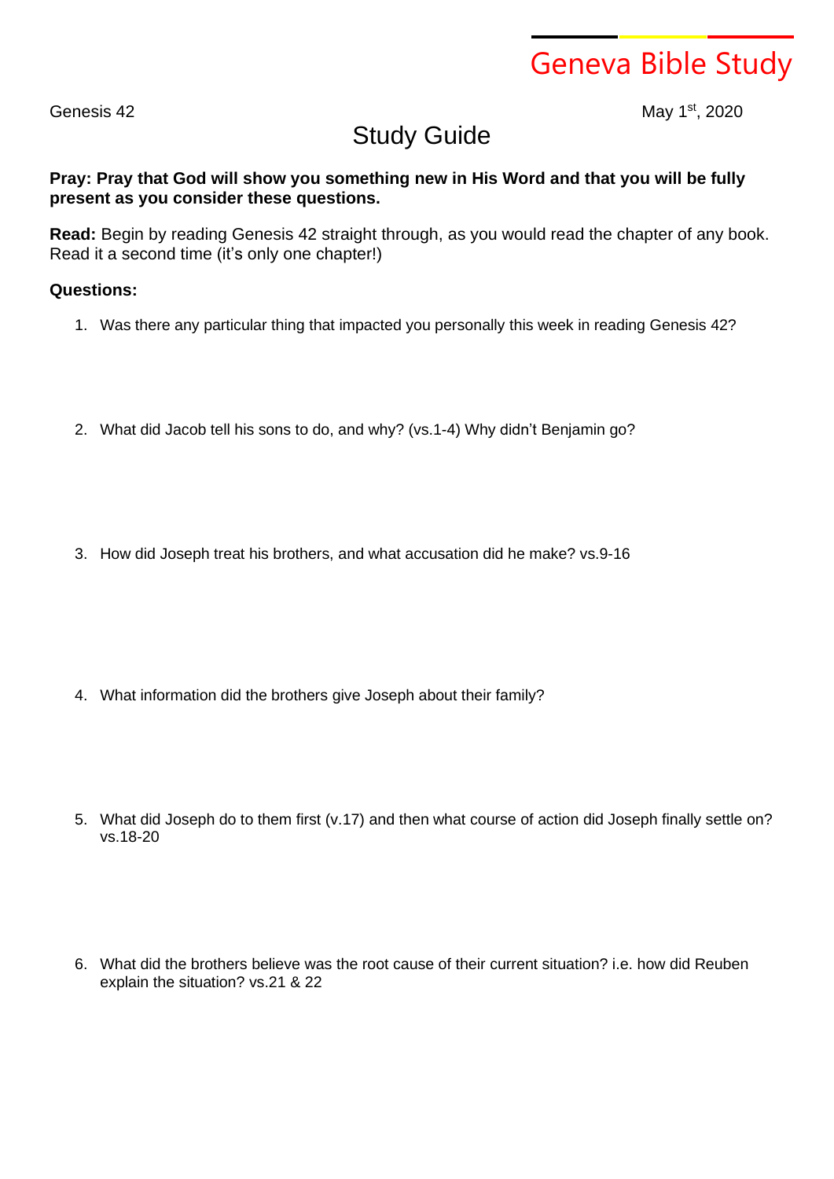# Geneva Bible Study

Genesis 42

May 1st, 2020

## Study Guide

**Pray: Pray that God will show you something new in His Word and that you will be fully present as you consider these questions.**

**Read:** Begin by reading Genesis 42 straight through, as you would read the chapter of any book. Read it a second time (it's only one chapter!)

**Questions:**

1. Was there any particular thing that impacted you personally this week in reading Genesis 42?

2. What did Jacob tell his sons to do, and why? (vs.1-4) Why didn't Benjamin go?

3. How did Joseph treat his brothers, and what accusation did he make? vs.9-16

4. What information did the brothers give Joseph about their family?

5. What did Joseph do to them first (v.17) and then what course of action did Joseph finally settle on? vs.18-20

6. What did the brothers believe was the root cause of their current situation? i.e. how did Reuben explain the situation? vs.21 & 22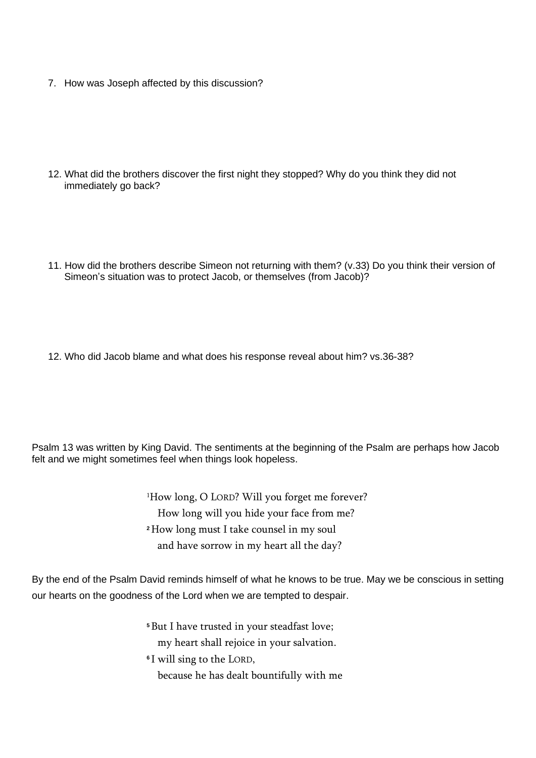7. How was Joseph affected by this discussion?

12. What did the brothers discover the first night they stopped? Why do you think they did not immediately go back?

11. How did the brothers describe Simeon not returning with them? (v.33) Do you think their version of Simeon's situation was to protect Jacob, or themselves (from Jacob)?

12. Who did Jacob blame and what does his response reveal about him? vs.36-38?

Psalm 13 was written by King David. The sentiments at the beginning of the Psalm are perhaps how Jacob felt and we might sometimes feel when things look hopeless.

> [1]How long, O LORD? Will you forget me forever?
> How long will you hide your face from me?
> [2]How long must I take counsel in my soul
> and have sorrow in my heart all the day?

By the end of the Psalm David reminds himself of what he knows to be true. May we be conscious in setting our hearts on the goodness of the Lord when we are tempted to despair.

> [5]But I have trusted in your steadfast love;
> my heart shall rejoice in your salvation.
> [6]I will sing to the LORD,
> because he has dealt bountifully with me